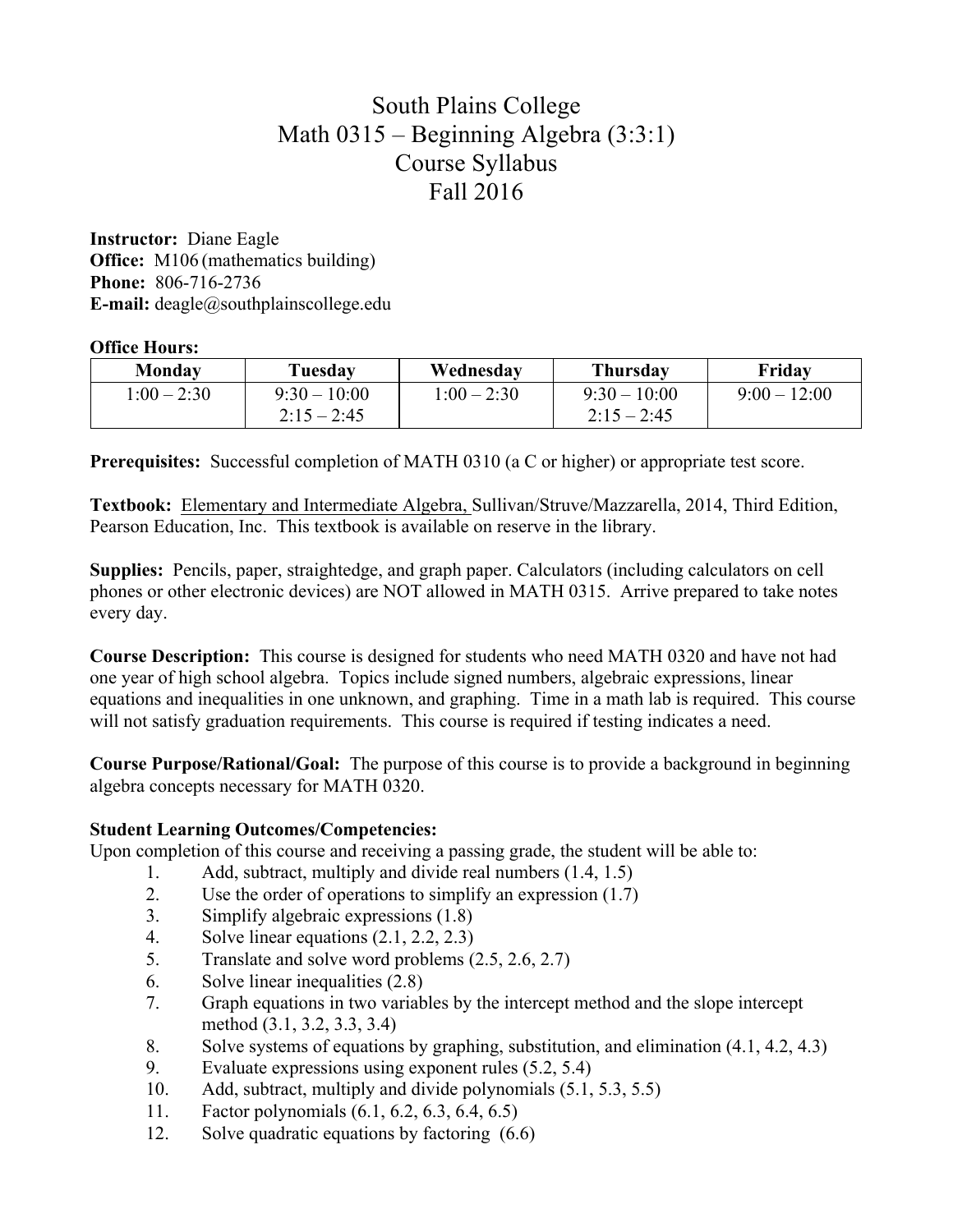# South Plains College
# Math 0315 – Beginning Algebra (3:3:1)
# Course Syllabus
# Fall 2016

**Instructor:** Diane Eagle
**Office:** M106 (mathematics building)
**Phone:** 806-716-2736
**E-mail:** deagle@southplainscollege.edu

**Office Hours:**

| Monday | Tuesday | Wednesday | Thursday | Friday |
|---|---|---|---|---|
| 1:00 – 2:30 | 9:30 – 10:00<br>2:15 – 2:45 | 1:00 – 2:30 | 9:30 – 10:00<br>2:15 – 2:45 | 9:00 – 12:00 |

**Prerequisites:** Successful completion of MATH 0310 (a C or higher) or appropriate test score.

**Textbook:** Elementary and Intermediate Algebra, Sullivan/Struve/Mazzarella, 2014, Third Edition, Pearson Education, Inc. This textbook is available on reserve in the library.

**Supplies:** Pencils, paper, straightedge, and graph paper. Calculators (including calculators on cell phones or other electronic devices) are NOT allowed in MATH 0315. Arrive prepared to take notes every day.

**Course Description:** This course is designed for students who need MATH 0320 and have not had one year of high school algebra. Topics include signed numbers, algebraic expressions, linear equations and inequalities in one unknown, and graphing. Time in a math lab is required. This course will not satisfy graduation requirements. This course is required if testing indicates a need.

**Course Purpose/Rational/Goal:** The purpose of this course is to provide a background in beginning algebra concepts necessary for MATH 0320.

**Student Learning Outcomes/Competencies:**
Upon completion of this course and receiving a passing grade, the student will be able to:

1. Add, subtract, multiply and divide real numbers (1.4, 1.5)
2. Use the order of operations to simplify an expression (1.7)
3. Simplify algebraic expressions (1.8)
4. Solve linear equations (2.1, 2.2, 2.3)
5. Translate and solve word problems (2.5, 2.6, 2.7)
6. Solve linear inequalities (2.8)
7. Graph equations in two variables by the intercept method and the slope intercept method (3.1, 3.2, 3.3, 3.4)
8. Solve systems of equations by graphing, substitution, and elimination (4.1, 4.2, 4.3)
9. Evaluate expressions using exponent rules (5.2, 5.4)
10. Add, subtract, multiply and divide polynomials (5.1, 5.3, 5.5)
11. Factor polynomials (6.1, 6.2, 6.3, 6.4, 6.5)
12. Solve quadratic equations by factoring (6.6)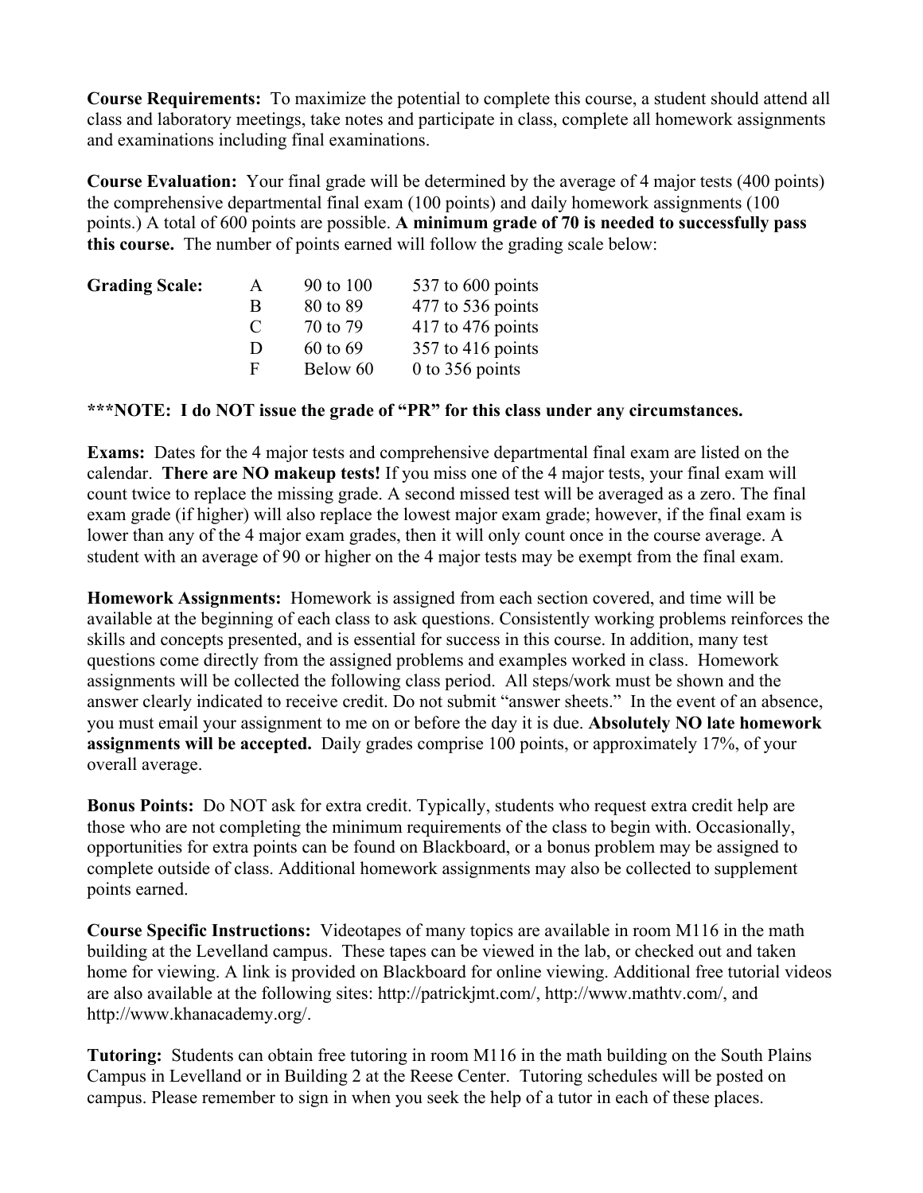**Course Requirements:** To maximize the potential to complete this course, a student should attend all class and laboratory meetings, take notes and participate in class, complete all homework assignments and examinations including final examinations.

**Course Evaluation:** Your final grade will be determined by the average of 4 major tests (400 points) the comprehensive departmental final exam (100 points) and daily homework assignments (100 points.) A total of 600 points are possible. **A minimum grade of 70 is needed to successfully pass this course.** The number of points earned will follow the grading scale below:

| **Grading Scale:** | | | |
|---|---|---|---|
| | A | 90 to 100 | 537 to 600 points |
| | B | 80 to 89 | 477 to 536 points |
| | C | 70 to 79 | 417 to 476 points |
| | D | 60 to 69 | 357 to 416 points |
| | F | Below 60 | 0 to 356 points |

**\*\*\*NOTE: I do NOT issue the grade of "PR" for this class under any circumstances.**

**Exams:** Dates for the 4 major tests and comprehensive departmental final exam are listed on the calendar. **There are NO makeup tests!** If you miss one of the 4 major tests, your final exam will count twice to replace the missing grade. A second missed test will be averaged as a zero. The final exam grade (if higher) will also replace the lowest major exam grade; however, if the final exam is lower than any of the 4 major exam grades, then it will only count once in the course average. A student with an average of 90 or higher on the 4 major tests may be exempt from the final exam.

**Homework Assignments:** Homework is assigned from each section covered, and time will be available at the beginning of each class to ask questions. Consistently working problems reinforces the skills and concepts presented, and is essential for success in this course. In addition, many test questions come directly from the assigned problems and examples worked in class. Homework assignments will be collected the following class period. All steps/work must be shown and the answer clearly indicated to receive credit. Do not submit "answer sheets." In the event of an absence, you must email your assignment to me on or before the day it is due. **Absolutely NO late homework assignments will be accepted.** Daily grades comprise 100 points, or approximately 17%, of your overall average.

**Bonus Points:** Do NOT ask for extra credit. Typically, students who request extra credit help are those who are not completing the minimum requirements of the class to begin with. Occasionally, opportunities for extra points can be found on Blackboard, or a bonus problem may be assigned to complete outside of class. Additional homework assignments may also be collected to supplement points earned.

**Course Specific Instructions:** Videotapes of many topics are available in room M116 in the math building at the Levelland campus. These tapes can be viewed in the lab, or checked out and taken home for viewing. A link is provided on Blackboard for online viewing. Additional free tutorial videos are also available at the following sites: http://patrickjmt.com/, http://www.mathtv.com/, and http://www.khanacademy.org/.

**Tutoring:** Students can obtain free tutoring in room M116 in the math building on the South Plains Campus in Levelland or in Building 2 at the Reese Center. Tutoring schedules will be posted on campus. Please remember to sign in when you seek the help of a tutor in each of these places.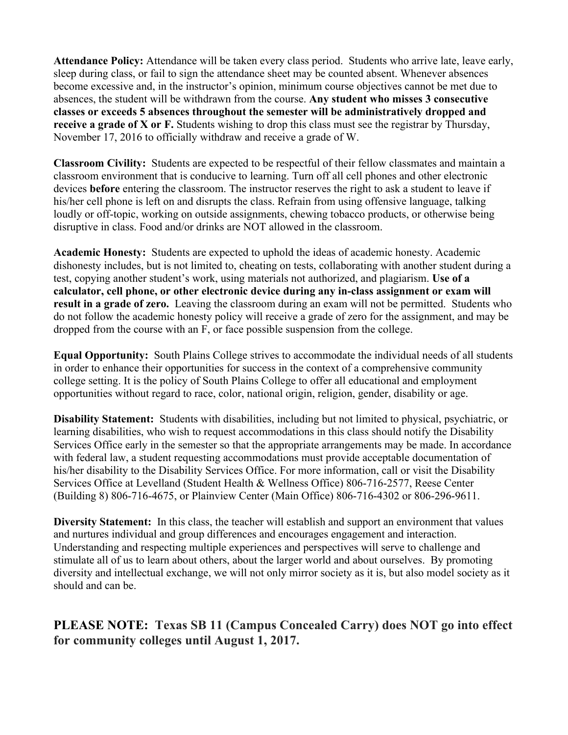**Attendance Policy:** Attendance will be taken every class period. Students who arrive late, leave early, sleep during class, or fail to sign the attendance sheet may be counted absent. Whenever absences become excessive and, in the instructor's opinion, minimum course objectives cannot be met due to absences, the student will be withdrawn from the course. **Any student who misses 3 consecutive classes or exceeds 5 absences throughout the semester will be administratively dropped and receive a grade of X or F.** Students wishing to drop this class must see the registrar by Thursday, November 17, 2016 to officially withdraw and receive a grade of W.

**Classroom Civility:** Students are expected to be respectful of their fellow classmates and maintain a classroom environment that is conducive to learning. Turn off all cell phones and other electronic devices **before** entering the classroom. The instructor reserves the right to ask a student to leave if his/her cell phone is left on and disrupts the class. Refrain from using offensive language, talking loudly or off-topic, working on outside assignments, chewing tobacco products, or otherwise being disruptive in class. Food and/or drinks are NOT allowed in the classroom.

**Academic Honesty:** Students are expected to uphold the ideas of academic honesty. Academic dishonesty includes, but is not limited to, cheating on tests, collaborating with another student during a test, copying another student's work, using materials not authorized, and plagiarism. **Use of a calculator, cell phone, or other electronic device during any in-class assignment or exam will result in a grade of zero.** Leaving the classroom during an exam will not be permitted. Students who do not follow the academic honesty policy will receive a grade of zero for the assignment, and may be dropped from the course with an F, or face possible suspension from the college.

**Equal Opportunity:** South Plains College strives to accommodate the individual needs of all students in order to enhance their opportunities for success in the context of a comprehensive community college setting. It is the policy of South Plains College to offer all educational and employment opportunities without regard to race, color, national origin, religion, gender, disability or age.

**Disability Statement:** Students with disabilities, including but not limited to physical, psychiatric, or learning disabilities, who wish to request accommodations in this class should notify the Disability Services Office early in the semester so that the appropriate arrangements may be made. In accordance with federal law, a student requesting accommodations must provide acceptable documentation of his/her disability to the Disability Services Office. For more information, call or visit the Disability Services Office at Levelland (Student Health & Wellness Office) 806-716-2577, Reese Center (Building 8) 806-716-4675, or Plainview Center (Main Office) 806-716-4302 or 806-296-9611.

**Diversity Statement:** In this class, the teacher will establish and support an environment that values and nurtures individual and group differences and encourages engagement and interaction. Understanding and respecting multiple experiences and perspectives will serve to challenge and stimulate all of us to learn about others, about the larger world and about ourselves. By promoting diversity and intellectual exchange, we will not only mirror society as it is, but also model society as it should and can be.

## PLEASE NOTE: Texas SB 11 (Campus Concealed Carry) does NOT go into effect for community colleges until August 1, 2017.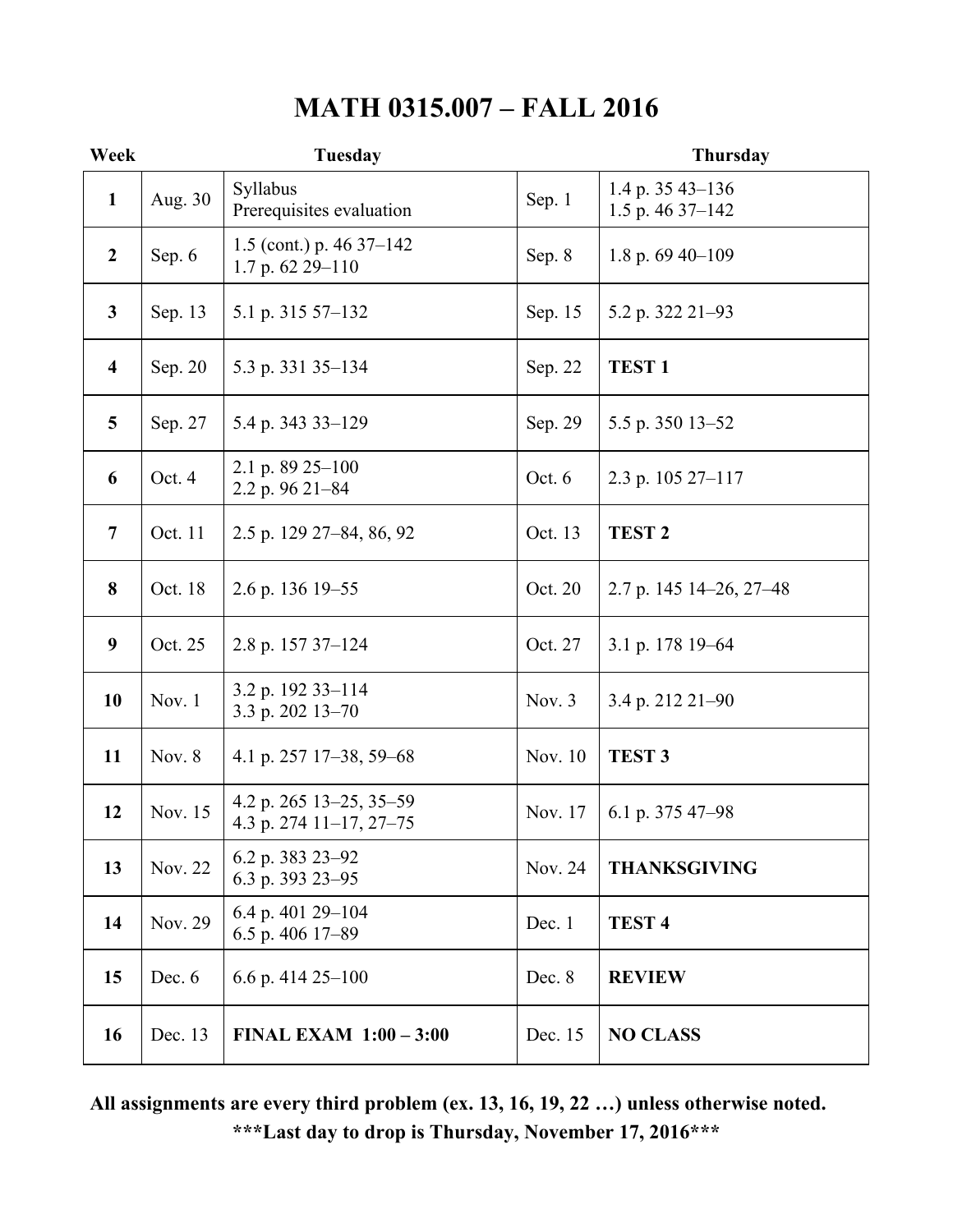# MATH 0315.007 – FALL 2016

| Week | | Tuesday | | Thursday |
|---|---|---|---|---|
| **1** | Aug. 30 | Syllabus<br>Prerequisites evaluation | Sep. 1 | 1.4 p. 35 43–136<br>1.5 p. 46 37–142 |
| **2** | Sep. 6 | 1.5 (cont.) p. 46 37–142<br>1.7 p. 62 29–110 | Sep. 8 | 1.8 p. 69 40–109 |
| **3** | Sep. 13 | 5.1 p. 315 57–132 | Sep. 15 | 5.2 p. 322 21–93 |
| **4** | Sep. 20 | 5.3 p. 331 35–134 | Sep. 22 | **TEST 1** |
| **5** | Sep. 27 | 5.4 p. 343 33–129 | Sep. 29 | 5.5 p. 350 13–52 |
| **6** | Oct. 4 | 2.1 p. 89 25–100<br>2.2 p. 96 21–84 | Oct. 6 | 2.3 p. 105 27–117 |
| **7** | Oct. 11 | 2.5 p. 129 27–84, 86, 92 | Oct. 13 | **TEST 2** |
| **8** | Oct. 18 | 2.6 p. 136 19–55 | Oct. 20 | 2.7 p. 145 14–26, 27–48 |
| **9** | Oct. 25 | 2.8 p. 157 37–124 | Oct. 27 | 3.1 p. 178 19–64 |
| **10** | Nov. 1 | 3.2 p. 192 33–114<br>3.3 p. 202 13–70 | Nov. 3 | 3.4 p. 212 21–90 |
| **11** | Nov. 8 | 4.1 p. 257 17–38, 59–68 | Nov. 10 | **TEST 3** |
| **12** | Nov. 15 | 4.2 p. 265 13–25, 35–59<br>4.3 p. 274 11–17, 27–75 | Nov. 17 | 6.1 p. 375 47–98 |
| **13** | Nov. 22 | 6.2 p. 383 23–92<br>6.3 p. 393 23–95 | Nov. 24 | **THANKSGIVING** |
| **14** | Nov. 29 | 6.4 p. 401 29–104<br>6.5 p. 406 17–89 | Dec. 1 | **TEST 4** |
| **15** | Dec. 6 | 6.6 p. 414 25–100 | Dec. 8 | **REVIEW** |
| **16** | Dec. 13 | **FINAL EXAM 1:00 – 3:00** | Dec. 15 | **NO CLASS** |

**All assignments are every third problem (ex. 13, 16, 19, 22 …) unless otherwise noted.**

**\*\*\*Last day to drop is Thursday, November 17, 2016\*\*\***